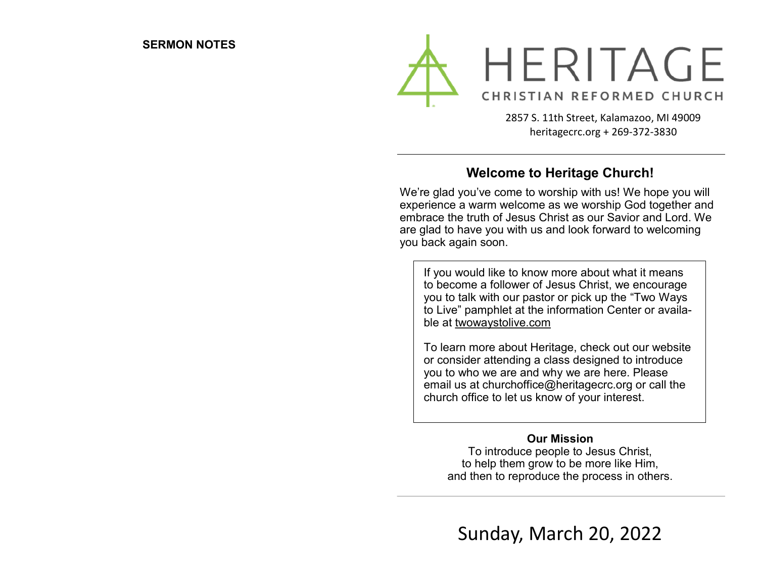**SERMON NOTES**

# HERITAGE

CHRISTIAN REFORMED CHURCH

2857 S. 11th Street, Kalamazoo, MI 49009
heritagecrc.org + 269-372-3830

---

## Welcome to Heritage Church!

We're glad you've come to worship with us! We hope you will experience a warm welcome as we worship God together and embrace the truth of Jesus Christ as our Savior and Lord. We are glad to have you with us and look forward to welcoming you back again soon.

> If you would like to know more about what it means to become a follower of Jesus Christ, we encourage you to talk with our pastor or pick up the "Two Ways to Live" pamphlet at the information Center or available at twowaystolive.com
>
> To learn more about Heritage, check out our website or consider attending a class designed to introduce you to who we are and why we are here. Please email us at churchoffice@heritagecrc.org or call the church office to let us know of your interest.

**Our Mission**

To introduce people to Jesus Christ,
to help them grow to be more like Him,
and then to reproduce the process in others.

---

Sunday, March 20, 2022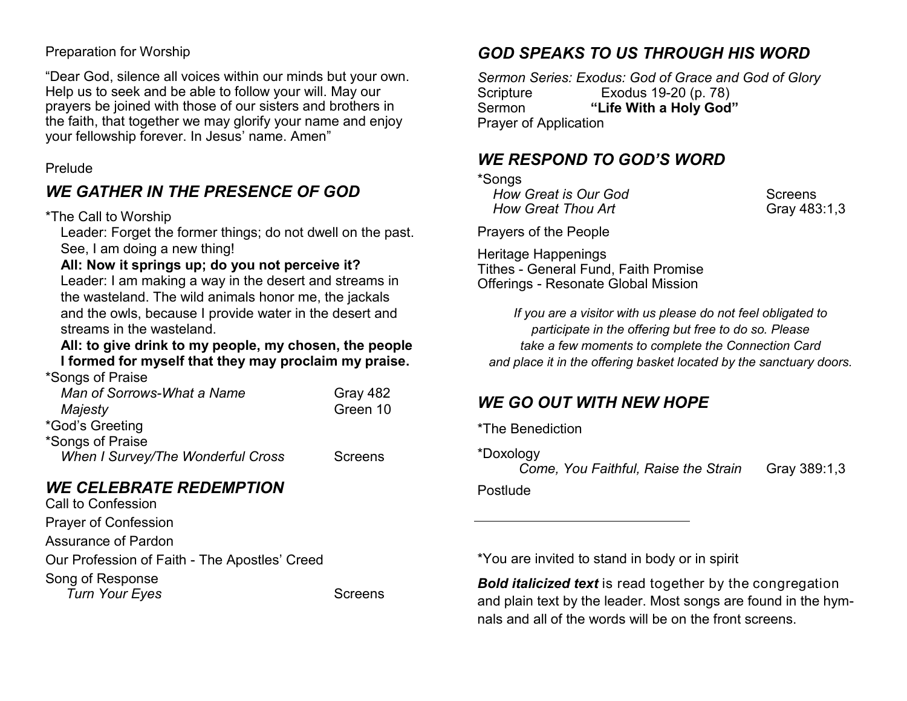Preparation for Worship

"Dear God, silence all voices within our minds but your own. Help us to seek and be able to follow your will. May our prayers be joined with those of our sisters and brothers in the faith, that together we may glorify your name and enjoy your fellowship forever. In Jesus' name. Amen"

Prelude

## *WE GATHER IN THE PRESENCE OF GOD*

*The Call to Worship

Leader: Forget the former things; do not dwell on the past. See, I am doing a new thing!

**All: Now it springs up; do you not perceive it?**

Leader: I am making a way in the desert and streams in the wasteland. The wild animals honor me, the jackals and the owls, because I provide water in the desert and streams in the wasteland.

**All: to give drink to my people, my chosen, the people I formed for myself that they may proclaim my praise.**

*Songs of Praise

*Man of Sorrows-What a Name* — Gray 482

*Majesty* — Green 10

*God's Greeting

*Songs of Praise

*When I Survey/The Wonderful Cross* — Screens

## *WE CELEBRATE REDEMPTION*

Call to Confession

Prayer of Confession

Assurance of Pardon

Our Profession of Faith - The Apostles' Creed

Song of Response

*Turn Your Eyes* — Screens

## *GOD SPEAKS TO US THROUGH HIS WORD*

*Sermon Series: Exodus: God of Grace and God of Glory*

Scripture — Exodus 19-20 (p. 78)

Sermon — **"Life With a Holy God"**

Prayer of Application

## *WE RESPOND TO GOD'S WORD*

*Songs

*How Great is Our God* — Screens

*How Great Thou Art* — Gray 483:1,3

Prayers of the People

Heritage Happenings

Tithes - General Fund, Faith Promise

Offerings - Resonate Global Mission

*If you are a visitor with us please do not feel obligated to participate in the offering but free to do so. Please take a few moments to complete the Connection Card and place it in the offering basket located by the sanctuary doors.*

## *WE GO OUT WITH NEW HOPE*

*The Benediction

*Doxology

*Come, You Faithful, Raise the Strain* — Gray 389:1,3

Postlude

---

*You are invited to stand in body or in spirit

***Bold italicized text*** is read together by the congregation and plain text by the leader. Most songs are found in the hymnals and all of the words will be on the front screens.